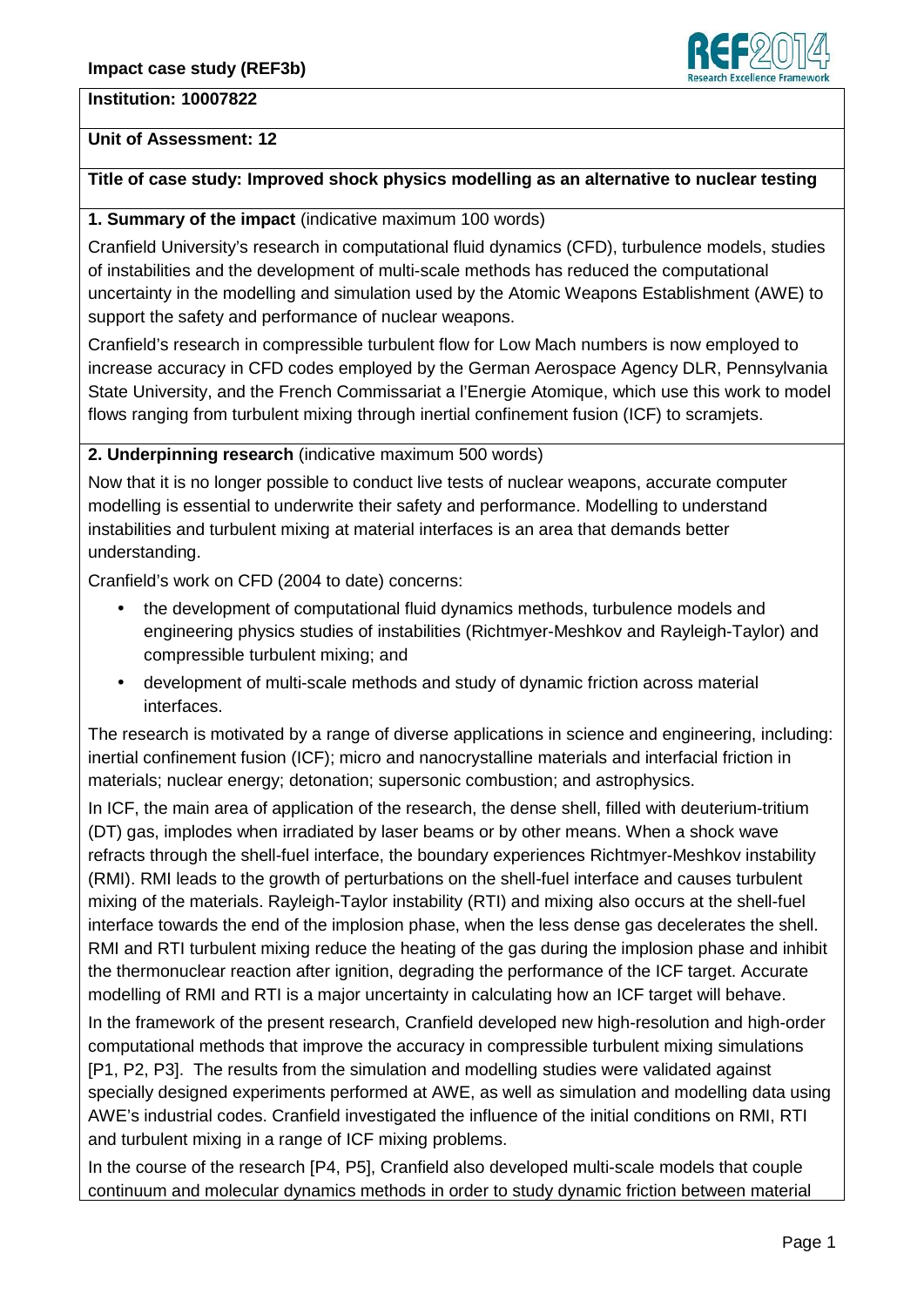**Impact case study (REF3b)**

**Institution: 10007822**

**Unit of Assessment: 12**

**Title of case study: Improved shock physics modelling as an alternative to nuclear testing**

**1. Summary of the impact** (indicative maximum 100 words)

Cranfield University's research in computational fluid dynamics (CFD), turbulence models, studies of instabilities and the development of multi-scale methods has reduced the computational uncertainty in the modelling and simulation used by the Atomic Weapons Establishment (AWE) to support the safety and performance of nuclear weapons.

Cranfield's research in compressible turbulent flow for Low Mach numbers is now employed to increase accuracy in CFD codes employed by the German Aerospace Agency DLR, Pennsylvania State University, and the French Commissariat a l'Energie Atomique, which use this work to model flows ranging from turbulent mixing through inertial confinement fusion (ICF) to scramjets.

**2. Underpinning research** (indicative maximum 500 words)

Now that it is no longer possible to conduct live tests of nuclear weapons, accurate computer modelling is essential to underwrite their safety and performance. Modelling to understand instabilities and turbulent mixing at material interfaces is an area that demands better understanding.

Cranfield's work on CFD (2004 to date) concerns:

- the development of computational fluid dynamics methods, turbulence models and engineering physics studies of instabilities (Richtmyer-Meshkov and Rayleigh-Taylor) and compressible turbulent mixing; and
- development of multi-scale methods and study of dynamic friction across material interfaces.

The research is motivated by a range of diverse applications in science and engineering, including: inertial confinement fusion (ICF); micro and nanocrystalline materials and interfacial friction in materials; nuclear energy; detonation; supersonic combustion; and astrophysics.

In ICF, the main area of application of the research, the dense shell, filled with deuterium-tritium (DT) gas, implodes when irradiated by laser beams or by other means. When a shock wave refracts through the shell-fuel interface, the boundary experiences Richtmyer-Meshkov instability (RMI). RMI leads to the growth of perturbations on the shell-fuel interface and causes turbulent mixing of the materials. Rayleigh-Taylor instability (RTI) and mixing also occurs at the shell-fuel interface towards the end of the implosion phase, when the less dense gas decelerates the shell. RMI and RTI turbulent mixing reduce the heating of the gas during the implosion phase and inhibit the thermonuclear reaction after ignition, degrading the performance of the ICF target. Accurate modelling of RMI and RTI is a major uncertainty in calculating how an ICF target will behave.

In the framework of the present research, Cranfield developed new high-resolution and high-order computational methods that improve the accuracy in compressible turbulent mixing simulations [P1, P2, P3]. The results from the simulation and modelling studies were validated against specially designed experiments performed at AWE, as well as simulation and modelling data using AWE's industrial codes. Cranfield investigated the influence of the initial conditions on RMI, RTI and turbulent mixing in a range of ICF mixing problems.

In the course of the research [P4, P5], Cranfield also developed multi-scale models that couple continuum and molecular dynamics methods in order to study dynamic friction between material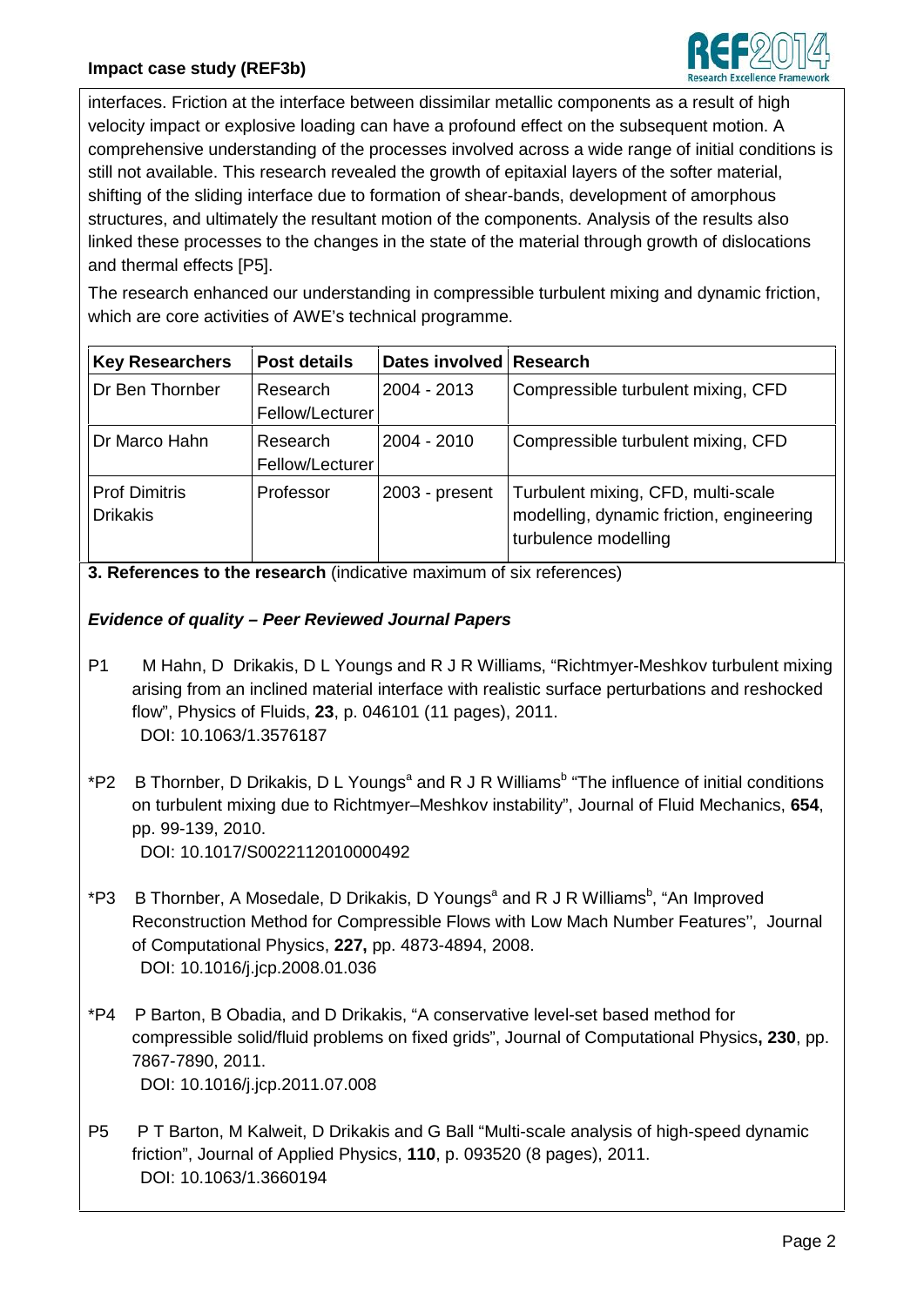interfaces. Friction at the interface between dissimilar metallic components as a result of high velocity impact or explosive loading can have a profound effect on the subsequent motion. A comprehensive understanding of the processes involved across a wide range of initial conditions is still not available. This research revealed the growth of epitaxial layers of the softer material, shifting of the sliding interface due to formation of shear-bands, development of amorphous structures, and ultimately the resultant motion of the components. Analysis of the results also linked these processes to the changes in the state of the material through growth of dislocations and thermal effects [P5].

The research enhanced our understanding in compressible turbulent mixing and dynamic friction, which are core activities of AWE's technical programme.

| Key Researchers | Post details | Dates involved | Research |
|---|---|---|---|
| Dr Ben Thornber | Research Fellow/Lecturer | 2004 - 2013 | Compressible turbulent mixing, CFD |
| Dr Marco Hahn | Research Fellow/Lecturer | 2004 - 2010 | Compressible turbulent mixing, CFD |
| Prof Dimitris Drikakis | Professor | 2003 - present | Turbulent mixing, CFD, multi-scale modelling, dynamic friction, engineering turbulence modelling |

**3. References to the research** (indicative maximum of six references)

***Evidence of quality – Peer Reviewed Journal Papers***

P1 M Hahn, D Drikakis, D L Youngs and R J R Williams, "Richtmyer-Meshkov turbulent mixing arising from an inclined material interface with realistic surface perturbations and reshocked flow", Physics of Fluids, **23**, p. 046101 (11 pages), 2011.
DOI: 10.1063/1.3576187

*P2 B Thornber, D Drikakis, D L Youngs[a] and R J R Williams[b] "The influence of initial conditions on turbulent mixing due to Richtmyer–Meshkov instability", Journal of Fluid Mechanics, **654**, pp. 99-139, 2010.
DOI: 10.1017/S0022112010000492

*P3 B Thornber, A Mosedale, D Drikakis, D Youngs[a] and R J R Williams[b], "An Improved Reconstruction Method for Compressible Flows with Low Mach Number Features'', Journal of Computational Physics, **227,** pp. 4873-4894, 2008.
DOI: 10.1016/j.jcp.2008.01.036

*P4 P Barton, B Obadia, and D Drikakis, "A conservative level-set based method for compressible solid/fluid problems on fixed grids", Journal of Computational Physics**, 230**, pp. 7867-7890, 2011.
DOI: 10.1016/j.jcp.2011.07.008

P5 P T Barton, M Kalweit, D Drikakis and G Ball "Multi-scale analysis of high-speed dynamic friction", Journal of Applied Physics, **110**, p. 093520 (8 pages), 2011.
DOI: 10.1063/1.3660194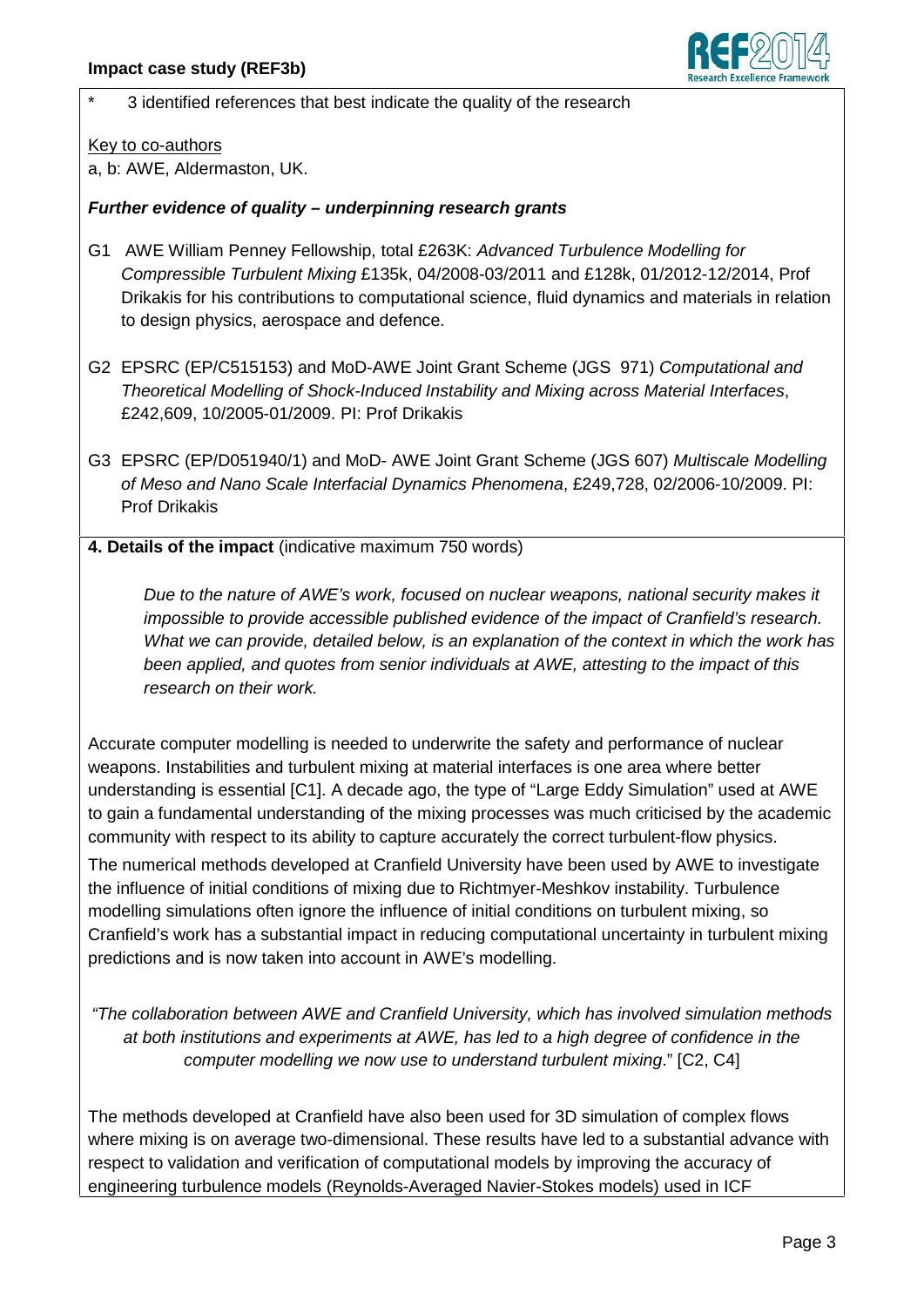\* 3 identified references that best indicate the quality of the research

Key to co-authors

a, b: AWE, Aldermaston, UK.

***Further evidence of quality – underpinning research grants***

G1 AWE William Penney Fellowship, total £263K: *Advanced Turbulence Modelling for Compressible Turbulent Mixing* £135k, 04/2008-03/2011 and £128k, 01/2012-12/2014, Prof Drikakis for his contributions to computational science, fluid dynamics and materials in relation to design physics, aerospace and defence.

G2 EPSRC (EP/C515153) and MoD-AWE Joint Grant Scheme (JGS 971) *Computational and Theoretical Modelling of Shock-Induced Instability and Mixing across Material Interfaces*, £242,609, 10/2005-01/2009. PI: Prof Drikakis

G3 EPSRC (EP/D051940/1) and MoD- AWE Joint Grant Scheme (JGS 607) *Multiscale Modelling of Meso and Nano Scale Interfacial Dynamics Phenomena*, £249,728, 02/2006-10/2009. PI: Prof Drikakis

**4. Details of the impact** (indicative maximum 750 words)

*Due to the nature of AWE's work, focused on nuclear weapons, national security makes it impossible to provide accessible published evidence of the impact of Cranfield's research. What we can provide, detailed below, is an explanation of the context in which the work has been applied, and quotes from senior individuals at AWE, attesting to the impact of this research on their work.*

Accurate computer modelling is needed to underwrite the safety and performance of nuclear weapons. Instabilities and turbulent mixing at material interfaces is one area where better understanding is essential [C1]. A decade ago, the type of "Large Eddy Simulation" used at AWE to gain a fundamental understanding of the mixing processes was much criticised by the academic community with respect to its ability to capture accurately the correct turbulent-flow physics.

The numerical methods developed at Cranfield University have been used by AWE to investigate the influence of initial conditions of mixing due to Richtmyer-Meshkov instability. Turbulence modelling simulations often ignore the influence of initial conditions on turbulent mixing, so Cranfield's work has a substantial impact in reducing computational uncertainty in turbulent mixing predictions and is now taken into account in AWE's modelling.

*"The collaboration between AWE and Cranfield University, which has involved simulation methods at both institutions and experiments at AWE, has led to a high degree of confidence in the computer modelling we now use to understand turbulent mixing*." [C2, C4]

The methods developed at Cranfield have also been used for 3D simulation of complex flows where mixing is on average two-dimensional. These results have led to a substantial advance with respect to validation and verification of computational models by improving the accuracy of engineering turbulence models (Reynolds-Averaged Navier-Stokes models) used in ICF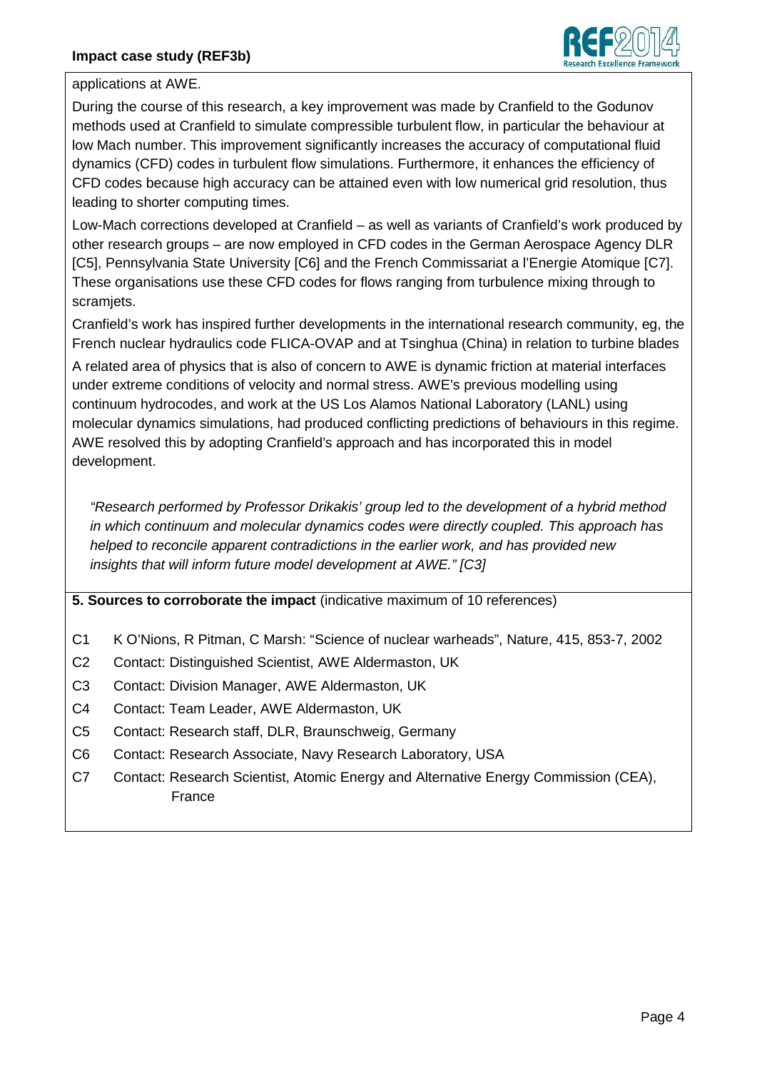applications at AWE.

During the course of this research, a key improvement was made by Cranfield to the Godunov methods used at Cranfield to simulate compressible turbulent flow, in particular the behaviour at low Mach number. This improvement significantly increases the accuracy of computational fluid dynamics (CFD) codes in turbulent flow simulations. Furthermore, it enhances the efficiency of CFD codes because high accuracy can be attained even with low numerical grid resolution, thus leading to shorter computing times.

Low-Mach corrections developed at Cranfield – as well as variants of Cranfield's work produced by other research groups – are now employed in CFD codes in the German Aerospace Agency DLR [C5], Pennsylvania State University [C6] and the French Commissariat a l'Energie Atomique [C7]. These organisations use these CFD codes for flows ranging from turbulence mixing through to scramjets.

Cranfield's work has inspired further developments in the international research community, eg, the French nuclear hydraulics code FLICA-OVAP and at Tsinghua (China) in relation to turbine blades

A related area of physics that is also of concern to AWE is dynamic friction at material interfaces under extreme conditions of velocity and normal stress. AWE's previous modelling using continuum hydrocodes, and work at the US Los Alamos National Laboratory (LANL) using molecular dynamics simulations, had produced conflicting predictions of behaviours in this regime. AWE resolved this by adopting Cranfield's approach and has incorporated this in model development.

> *"Research performed by Professor Drikakis' group led to the development of a hybrid method in which continuum and molecular dynamics codes were directly coupled. This approach has helped to reconcile apparent contradictions in the earlier work, and has provided new insights that will inform future model development at AWE." [C3]*

**5. Sources to corroborate the impact** (indicative maximum of 10 references)

- C1 K O'Nions, R Pitman, C Marsh: "Science of nuclear warheads", Nature, 415, 853-7, 2002
- C2 Contact: Distinguished Scientist, AWE Aldermaston, UK
- C3 Contact: Division Manager, AWE Aldermaston, UK
- C4 Contact: Team Leader, AWE Aldermaston, UK
- C5 Contact: Research staff, DLR, Braunschweig, Germany
- C6 Contact: Research Associate, Navy Research Laboratory, USA
- C7 Contact: Research Scientist, Atomic Energy and Alternative Energy Commission (CEA), France